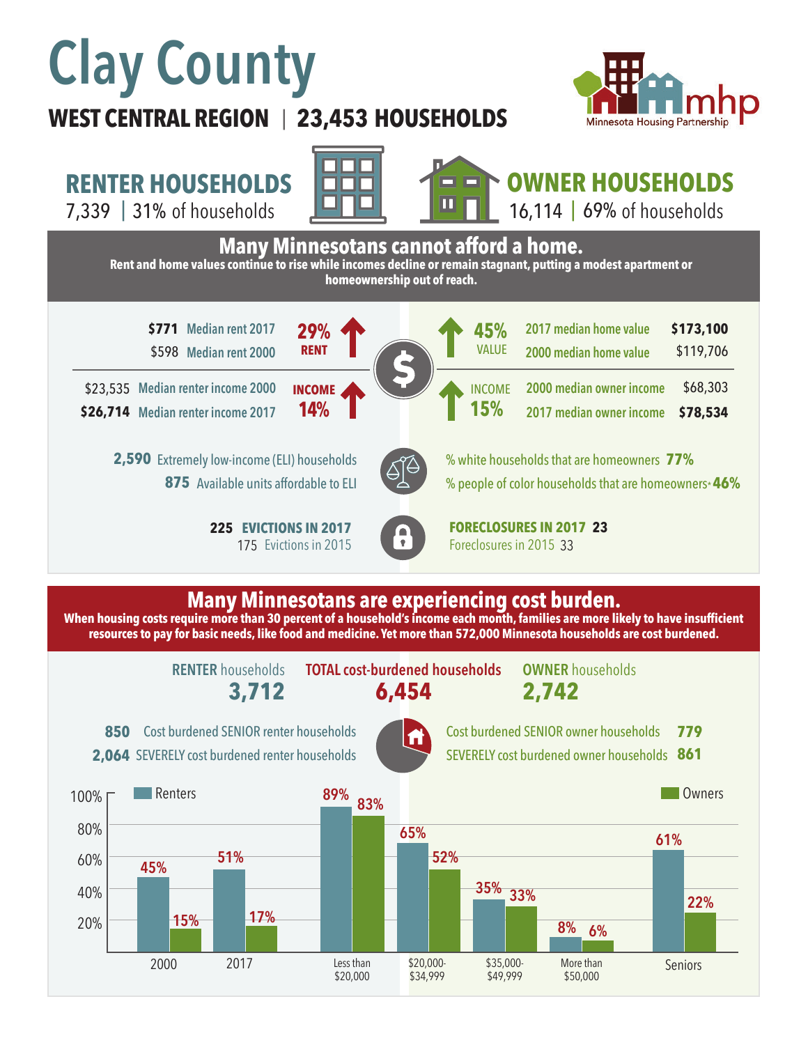# Clay County

**WEST CENTRAL REGION | 23,453 HOUSEHOLDS**

Minnesota Housing Partnership

## RENTER HOUSEHOLDS

7,339 | 31% of households

## OWNER HOUSEHOLDS

16,114 | 69% of households

## Many Minnesotans cannot afford a home.

**Rent and home values continue to rise while incomes decline or remain stagnant, putting a modest apartment or homeownership out of reach.**

| Renters | | | Owners | |
|---|---|---|---|---|
| **$771** | Median rent 2017 | **29% RENT** ↑ | 2017 median home value | **$173,100** |
| $598 | Median rent 2000 | | 2000 median home value | $119,706 |
| | | **45% VALUE** ↑ | | |
| $23,535 | Median renter income 2000 | **INCOME 14%** ↑ | 2000 median owner income | $68,303 |
| **$26,714** | Median renter income 2017 | **INCOME 15%** ↑ | 2017 median owner income | **$78,534** |

**2,590** Extremely low-income (ELI) households

**875** Available units affordable to ELI

% white households that are homeowners **77%**

% people of color households that are homeowners* **46%**

**225 EVICTIONS IN 2017**

175 Evictions in 2015

**FORECLOSURES IN 2017 23**

Foreclosures in 2015 33

## Many Minnesotans are experiencing cost burden.

**When housing costs require more than 30 percent of a household's income each month, families are more likely to have insufficient resources to pay for basic needs, like food and medicine. Yet more than 572,000 Minnesota households are cost burdened.**

| RENTER households | TOTAL cost-burdened households | OWNER households |
|---|---|---|
| **3,712** | **6,454** | **2,742** |

**850** Cost burdened SENIOR renter households

**2,064** SEVERELY cost burdened renter households

Cost burdened SENIOR owner households **779**

SEVERELY cost burdened owner households **861**

| | Renters | Owners |
|---|---|---|
| 2000 | 45% | 15% |
| 2017 | 51% | 17% |
| Less than $20,000 | 89% | 83% |
| $20,000-$34,999 | 65% | 52% |
| $35,000-$49,999 | 35% | 33% |
| More than $50,000 | 8% | 6% |
| Seniors | 61% | 22% |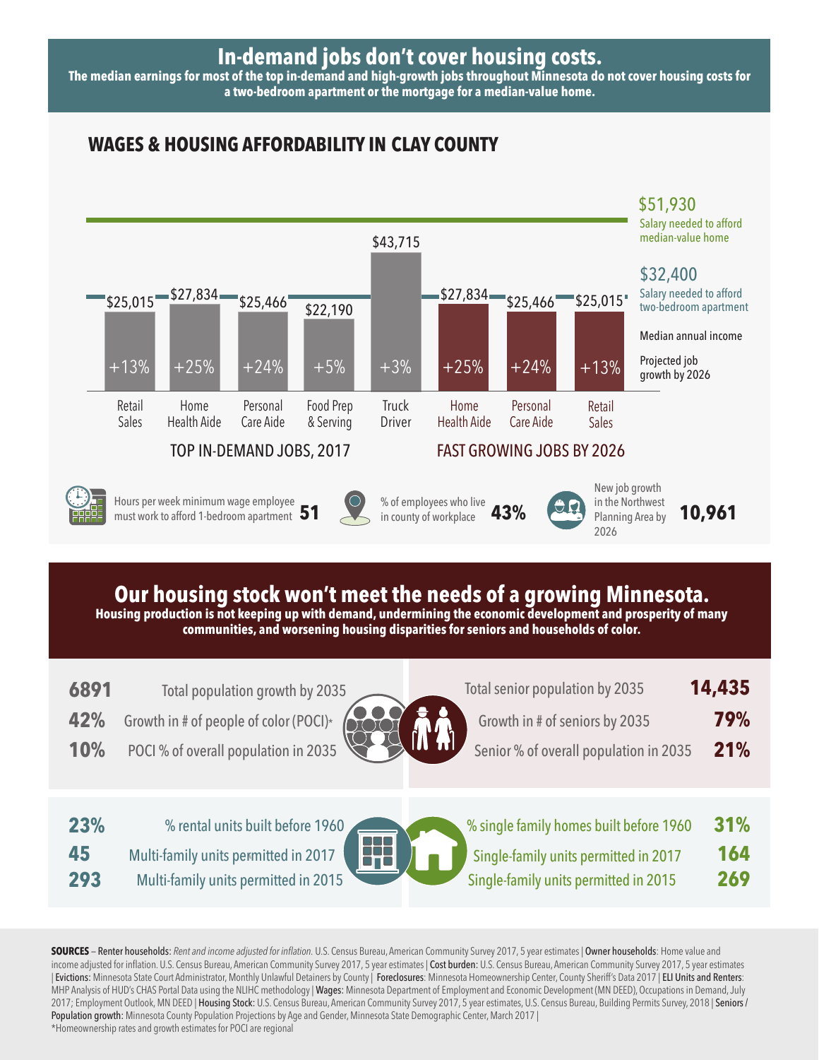# In-demand jobs don't cover housing costs.

**The median earnings for most of the top in-demand and high-growth jobs throughout Minnesota do not cover housing costs for a two-bedroom apartment or the mortgage for a median-value home.**

## WAGES & HOUSING AFFORDABILITY IN CLAY COUNTY

$51,930
Salary needed to afford median-value home

$32,400
Salary needed to afford two-bedroom apartment

Median annual income

Projected job growth by 2026

$25,015 +13% Retail Sales
$27,834 +25% Home Health Aide
$25,466 +24% Personal Care Aide
$22,190 +5% Food Prep & Serving
$43,715 +3% Truck Driver

TOP IN-DEMAND JOBS, 2017

$27,834 +25% Home Health Aide
$25,466 +24% Personal Care Aide
$25,015 +13% Retail Sales

FAST GROWING JOBS BY 2026

Hours per week minimum wage employee must work to afford 1-bedroom apartment **51**

% of employees who live in county of workplace **43%**

New job growth in the Northwest Planning Area by 2026 **10,961**

# Our housing stock won't meet the needs of a growing Minnesota.

**Housing production is not keeping up with demand, undermining the economic development and prosperity of many communities, and worsening housing disparities for seniors and households of color.**

**6891** Total population growth by 2035
**42%** Growth in # of people of color (POCI)*
**10%** POCI % of overall population in 2035

Total senior population by 2035 **14,435**
Growth in # of seniors by 2035 **79%**
Senior % of overall population in 2035 **21%**

**23%** % rental units built before 1960
**45** Multi-family units permitted in 2017
**293** Multi-family units permitted in 2015

% single family homes built before 1960 **31%**
Single-family units permitted in 2017 **164**
Single-family units permitted in 2015 **269**

**SOURCES** – Renter households: *Rent and income adjusted for inflation.* U.S. Census Bureau, American Community Survey 2017, 5 year estimates | Owner households: Home value and income adjusted for inflation. U.S. Census Bureau, American Community Survey 2017, 5 year estimates | Cost burden: U.S. Census Bureau, American Community Survey 2017, 5 year estimates | Evictions: Minnesota State Court Administrator, Monthly Unlawful Detainers by County | Foreclosures: Minnesota Homeownership Center, County Sheriff's Data 2017 | ELI Units and Renters: MHP Analysis of HUD's CHAS Portal Data using the NLIHC methodology | Wages: Minnesota Department of Employment and Economic Development (MN DEED), Occupations in Demand, July 2017; Employment Outlook, MN DEED | Housing Stock: U.S. Census Bureau, American Community Survey 2017, 5 year estimates, U.S. Census Bureau, Building Permits Survey, 2018 | Seniors / Population growth: Minnesota County Population Projections by Age and Gender, Minnesota State Demographic Center, March 2017 |
*Homeownership rates and growth estimates for POCI are regional